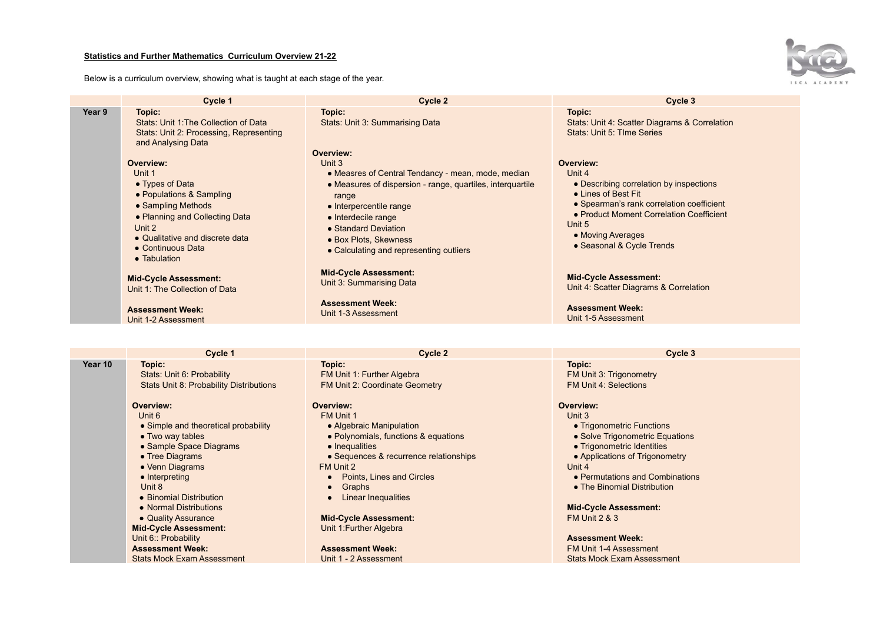**Statistics and Further Mathematics Curriculum Overview 21-22**

Below is a curriculum overview, showing what is taught at each stage of the year.

| | Cycle 1 | Cycle 2 | Cycle 3 |
|---|---|---|---|
| **Year 9** | **Topic:**<br>Stats: Unit 1:The Collection of Data<br>Stats: Unit 2: Processing, Representing and Analysing Data<br><br>**Overview:**<br>Unit 1<br>• Types of Data<br>• Populations & Sampling<br>• Sampling Methods<br>• Planning and Collecting Data<br>Unit 2<br>• Qualitative and discrete data<br>• Continuous Data<br>• Tabulation<br><br>**Mid-Cycle Assessment:**<br>Unit 1: The Collection of Data<br><br>**Assessment Week:**<br>Unit 1-2 Assessment | **Topic:**<br>Stats: Unit 3: Summarising Data<br><br>**Overview:**<br>Unit 3<br>• Measres of Central Tendancy - mean, mode, median<br>• Measures of dispersion - range, quartiles, interquartile range<br>• Interpercentile range<br>• Interdecile range<br>• Standard Deviation<br>• Box Plots, Skewness<br>• Calculating and representing outliers<br><br>**Mid-Cycle Assessment:**<br>Unit 3: Summarising Data<br><br>**Assessment Week:**<br>Unit 1-3 Assessment | **Topic:**<br>Stats: Unit 4: Scatter Diagrams & Correlation<br>Stats: Unit 5: TIme Series<br><br>**Overview:**<br>Unit 4<br>• Describing correlation by inspections<br>• Lines of Best Fit<br>• Spearman's rank correlation coefficient<br>• Product Moment Correlation Coefficient<br>Unit 5<br>• Moving Averages<br>• Seasonal & Cycle Trends<br><br>**Mid-Cycle Assessment:**<br>Unit 4: Scatter Diagrams & Correlation<br><br>**Assessment Week:**<br>Unit 1-5 Assessment |

| | Cycle 1 | Cycle 2 | Cycle 3 |
|---|---|---|---|
| **Year 10** | **Topic:**<br>Stats: Unit 6: Probability<br>Stats Unit 8: Probability Distributions<br><br>**Overview:**<br>Unit 6<br>• Simple and theoretical probability<br>• Two way tables<br>• Sample Space Diagrams<br>• Tree Diagrams<br>• Venn Diagrams<br>• Interpreting<br>Unit 8<br>• Binomial Distribution<br>• Normal Distributions<br>• Quality Assurance<br>**Mid-Cycle Assessment:**<br>Unit 6:: Probability<br>**Assessment Week:**<br>Stats Mock Exam Assessment | **Topic:**<br>FM Unit 1: Further Algebra<br>FM Unit 2: Coordinate Geometry<br><br>**Overview:**<br>FM Unit 1<br>• Algebraic Manipulation<br>• Polynomials, functions & equations<br>• Inequalities<br>• Sequences & recurrence relationships<br>FM Unit 2<br>• Points, Lines and Circles<br>• Graphs<br>• Linear Inequalities<br><br>**Mid-Cycle Assessment:**<br>Unit 1:Further Algebra<br><br>**Assessment Week:**<br>Unit 1 - 2 Assessment | **Topic:**<br>FM Unit 3: Trigonometry<br>FM Unit 4: Selections<br><br>**Overview:**<br>Unit 3<br>• Trigonometric Functions<br>• Solve Trigonometric Equations<br>• Trigonometric Identities<br>• Applications of Trigonometry<br>Unit 4<br>• Permutations and Combinations<br>• The Binomial Distribution<br><br>**Mid-Cycle Assessment:**<br>FM Unit 2 & 3<br><br>**Assessment Week:**<br>FM Unit 1-4 Assessment<br>Stats Mock Exam Assessment |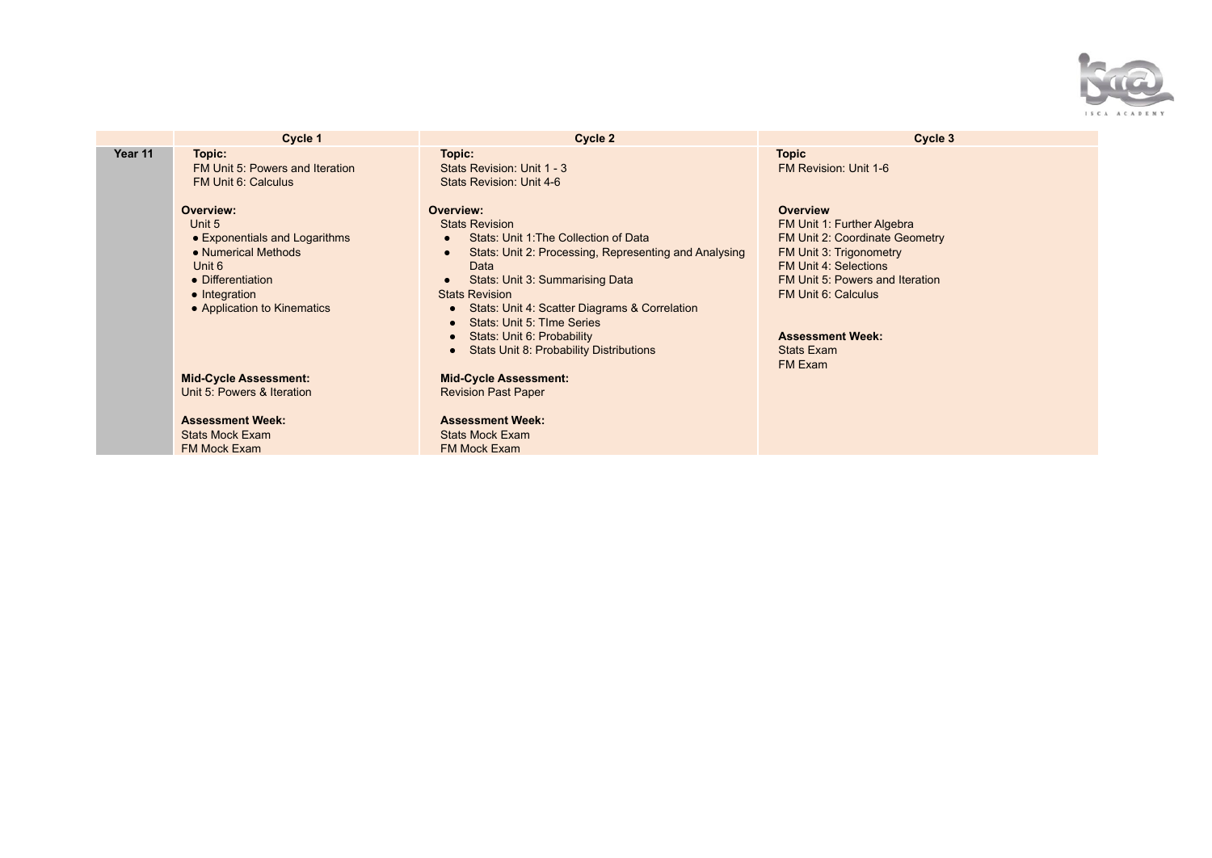| | Cycle 1 | Cycle 2 | Cycle 3 |
|---|---|---|---|
| **Year 11** | **Topic:**<br>FM Unit 5: Powers and Iteration<br>FM Unit 6: Calculus<br><br>**Overview:**<br>Unit 5<br>• Exponentials and Logarithms<br>• Numerical Methods<br>Unit 6<br>• Differentiation<br>• Integration<br>• Application to Kinematics<br><br>**Mid-Cycle Assessment:**<br>Unit 5: Powers & Iteration<br><br>**Assessment Week:**<br>Stats Mock Exam<br>FM Mock Exam | **Topic:**<br>Stats Revision: Unit 1 - 3<br>Stats Revision: Unit 4-6<br><br>**Overview:**<br>Stats Revision<br>• Stats: Unit 1:The Collection of Data<br>• Stats: Unit 2: Processing, Representing and Analysing Data<br>• Stats: Unit 3: Summarising Data<br>Stats Revision<br>• Stats: Unit 4: Scatter Diagrams & Correlation<br>• Stats: Unit 5: TIme Series<br>• Stats: Unit 6: Probability<br>• Stats Unit 8: Probability Distributions<br><br>**Mid-Cycle Assessment:**<br>Revision Past Paper<br><br>**Assessment Week:**<br>Stats Mock Exam<br>FM Mock Exam | **Topic**<br>FM Revision: Unit 1-6<br><br>**Overview**<br>FM Unit 1: Further Algebra<br>FM Unit 2: Coordinate Geometry<br>FM Unit 3: Trigonometry<br>FM Unit 4: Selections<br>FM Unit 5: Powers and Iteration<br>FM Unit 6: Calculus<br><br>**Assessment Week:**<br>Stats Exam<br>FM Exam |